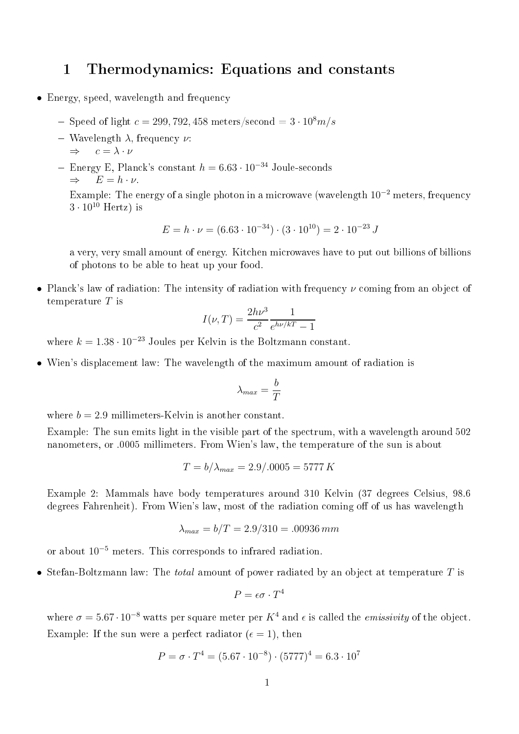# 1 Thermodynamics: Equations and constants

- Energy, speed, wavelength and frequency
  - Speed of light $c = 299,792,458$ meters/second $= 3 \cdot 10^8 m/s$
  - Wavelength $\lambda$, frequency $\nu$:
    $\Rightarrow \quad c = \lambda \cdot \nu$
  - Energy E, Planck's constant $h = 6.63 \cdot 10^{-34}$ Joule-seconds
    $\Rightarrow \quad E = h \cdot \nu$.

    Example: The energy of a single photon in a microwave (wavelength $10^{-2}$ meters, frequency $3 \cdot 10^{10}$ Hertz) is

    $$E = h \cdot \nu = (6.63 \cdot 10^{-34}) \cdot (3 \cdot 10^{10}) = 2 \cdot 10^{-23}\, J$$

    a very, very small amount of energy. Kitchen microwaves have to put out billions of billions of photons to be able to heat up your food.

- Planck's law of radiation: The intensity of radiation with frequency $\nu$ coming from an object of temperature $T$ is

  $$I(\nu, T) = \frac{2h\nu^3}{c^2} \frac{1}{e^{h\nu/kT} - 1}$$

  where $k = 1.38 \cdot 10^{-23}$ Joules per Kelvin is the Boltzmann constant.

- Wien's displacement law: The wavelength of the maximum amount of radiation is

  $$\lambda_{max} = \frac{b}{T}$$

  where $b = 2.9$ millimeters-Kelvin is another constant.

  Example: The sun emits light in the visible part of the spectrum, with a wavelength around 502 nanometers, or .0005 millimeters. From Wien's law, the temperature of the sun is about

  $$T = b/\lambda_{max} = 2.9/.0005 = 5777\, K$$

  Example 2: Mammals have body temperatures around 310 Kelvin (37 degrees Celsius, 98.6 degrees Fahrenheit). From Wien's law, most of the radiation coming off of us has wavelength

  $$\lambda_{max} = b/T = 2.9/310 = .00936\, mm$$

  or about $10^{-5}$ meters. This corresponds to infrared radiation.

- Stefan-Boltzmann law: The *total* amount of power radiated by an object at temperature $T$ is

  $$P = \epsilon\sigma \cdot T^4$$

  where $\sigma = 5.67 \cdot 10^{-8}$ watts per square meter per $K^4$ and $\epsilon$ is called the *emissivity* of the object.

  Example: If the sun were a perfect radiator ($\epsilon = 1$), then

  $$P = \sigma \cdot T^4 = (5.67 \cdot 10^{-8}) \cdot (5777)^4 = 6.3 \cdot 10^7$$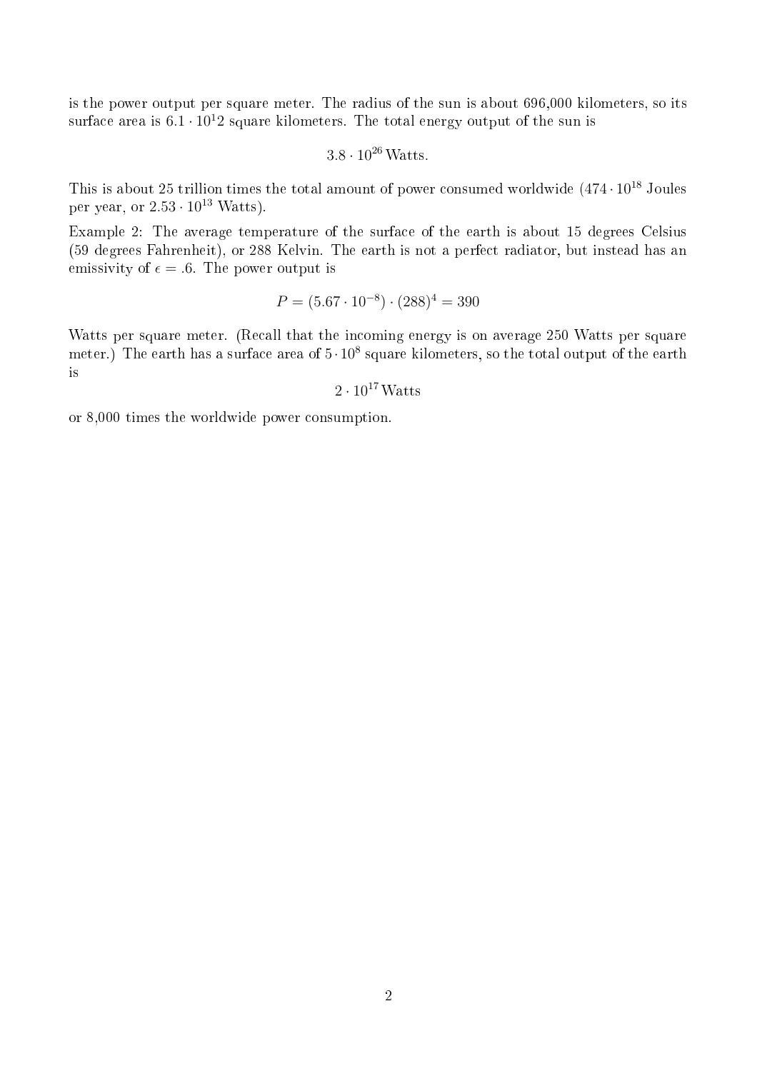is the power output per square meter. The radius of the sun is about 696,000 kilometers, so its surface area is $6.1 \cdot 10^12$ square kilometers. The total energy output of the sun is

$$3.8 \cdot 10^{26} \,\text{Watts.}$$

This is about 25 trillion times the total amount of power consumed worldwide ($474 \cdot 10^{18}$ Joules per year, or $2.53 \cdot 10^{13}$ Watts).

Example 2: The average temperature of the surface of the earth is about 15 degrees Celsius (59 degrees Fahrenheit), or 288 Kelvin. The earth is not a perfect radiator, but instead has an emissivity of $\epsilon = .6$. The power output is

$$P = (5.67 \cdot 10^{-8}) \cdot (288)^4 = 390$$

Watts per square meter. (Recall that the incoming energy is on average 250 Watts per square meter.) The earth has a surface area of $5 \cdot 10^8$ square kilometers, so the total output of the earth is

$$2 \cdot 10^{17} \,\text{Watts}$$

or 8,000 times the worldwide power consumption.